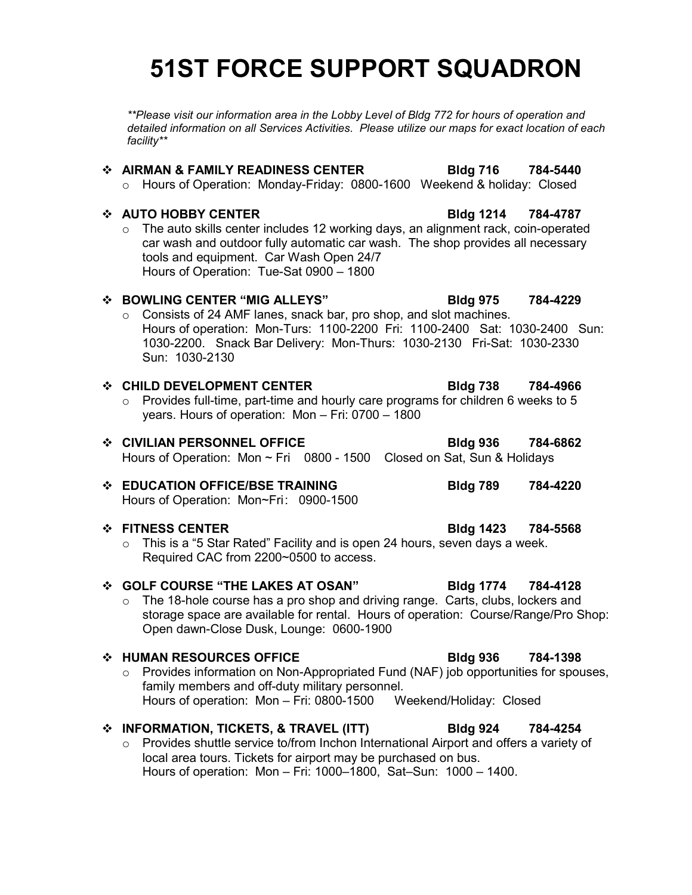# 51ST FORCE SUPPORT SQUADRON

*\*\*Please visit our information area in the Lobby Level of Bldg 772 for hours of operation and detailed information on all Services Activities. Please utilize our maps for exact location of each facility\*\**

- **AIRMAN & FAMILY READINESS CENTER** **Bldg 716** **784-5440**
  - Hours of Operation: Monday-Friday: 0800-1600 Weekend & holiday: Closed

- **AUTO HOBBY CENTER** **Bldg 1214** **784-4787**
  - The auto skills center includes 12 working days, an alignment rack, coin-operated car wash and outdoor fully automatic car wash. The shop provides all necessary tools and equipment. Car Wash Open 24/7
    Hours of Operation: Tue-Sat 0900 – 1800

- **BOWLING CENTER "MIG ALLEYS"** **Bldg 975** **784-4229**
  - Consists of 24 AMF lanes, snack bar, pro shop, and slot machines.
    Hours of operation: Mon-Turs: 1100-2200 Fri: 1100-2400 Sat: 1030-2400 Sun: 1030-2200. Snack Bar Delivery: Mon-Thurs: 1030-2130 Fri-Sat: 1030-2330 Sun: 1030-2130

- **CHILD DEVELOPMENT CENTER** **Bldg 738** **784-4966**
  - Provides full-time, part-time and hourly care programs for children 6 weeks to 5 years. Hours of operation: Mon – Fri: 0700 – 1800

- **CIVILIAN PERSONNEL OFFICE** **Bldg 936** **784-6862**
  Hours of Operation: Mon ~ Fri 0800 - 1500 Closed on Sat, Sun & Holidays

- **EDUCATION OFFICE/BSE TRAINING** **Bldg 789** **784-4220**
  Hours of Operation: Mon~Fri: 0900-1500

- **FITNESS CENTER** **Bldg 1423** **784-5568**
  - This is a "5 Star Rated" Facility and is open 24 hours, seven days a week. Required CAC from 2200~0500 to access.

- **GOLF COURSE "THE LAKES AT OSAN"** **Bldg 1774** **784-4128**
  - The 18-hole course has a pro shop and driving range. Carts, clubs, lockers and storage space are available for rental. Hours of operation: Course/Range/Pro Shop: Open dawn-Close Dusk, Lounge: 0600-1900

- **HUMAN RESOURCES OFFICE** **Bldg 936** **784-1398**
  - Provides information on Non-Appropriated Fund (NAF) job opportunities for spouses, family members and off-duty military personnel.
    Hours of operation: Mon – Fri: 0800-1500 Weekend/Holiday: Closed

- **INFORMATION, TICKETS, & TRAVEL (ITT)** **Bldg 924** **784-4254**
  - Provides shuttle service to/from Inchon International Airport and offers a variety of local area tours. Tickets for airport may be purchased on bus.
    Hours of operation: Mon – Fri: 1000–1800, Sat–Sun: 1000 – 1400.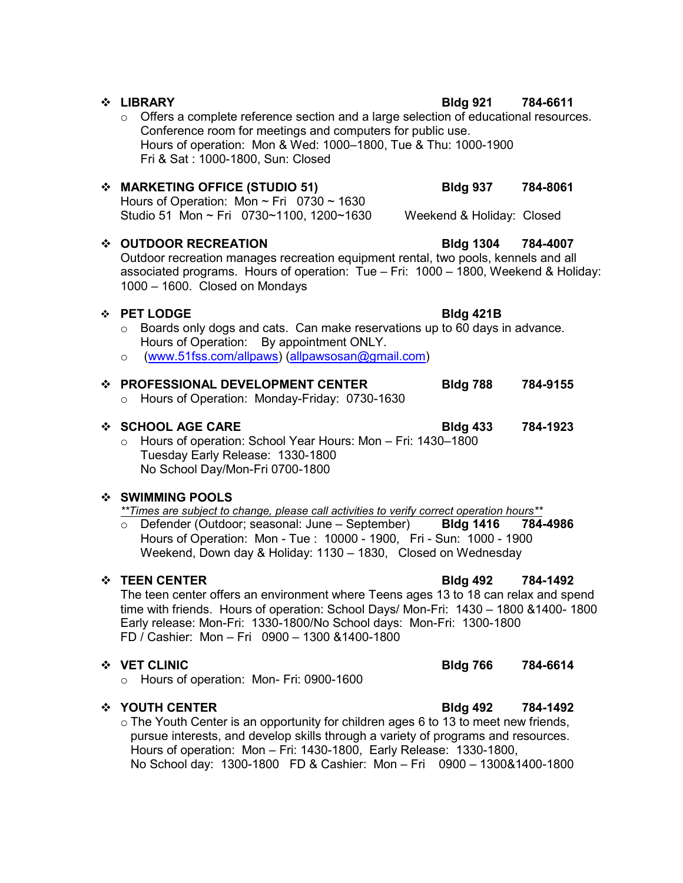- **LIBRARY** **Bldg 921** **784-6611**
  - Offers a complete reference section and a large selection of educational resources. Conference room for meetings and computers for public use.
    Hours of operation: Mon & Wed: 1000–1800, Tue & Thu: 1000-1900
    Fri & Sat : 1000-1800, Sun: Closed

- **MARKETING OFFICE (STUDIO 51)** **Bldg 937** **784-8061**
  Hours of Operation: Mon ~ Fri 0730 ~ 1630
  Studio 51 Mon ~ Fri 0730~1100, 1200~1630 Weekend & Holiday: Closed

- **OUTDOOR RECREATION** **Bldg 1304** **784-4007**
  Outdoor recreation manages recreation equipment rental, two pools, kennels and all associated programs. Hours of operation: Tue – Fri: 1000 – 1800, Weekend & Holiday: 1000 – 1600. Closed on Mondays

- **PET LODGE** **Bldg 421B**
  - Boards only dogs and cats. Can make reservations up to 60 days in advance.
    Hours of Operation: By appointment ONLY.
  - (www.51fss.com/allpaws) (allpawsosan@gmail.com)

- **PROFESSIONAL DEVELOPMENT CENTER** **Bldg 788** **784-9155**
  - Hours of Operation: Monday-Friday: 0730-1630

- **SCHOOL AGE CARE** **Bldg 433** **784-1923**
  - Hours of operation: School Year Hours: Mon – Fri: 1430–1800
    Tuesday Early Release: 1330-1800
    No School Day/Mon-Fri 0700-1800

- **SWIMMING POOLS**
  *\*\*Times are subject to change, please call activities to verify correct operation hours\*\**
  - Defender (Outdoor; seasonal: June – September) **Bldg 1416** **784-4986**
    Hours of Operation: Mon - Tue : 10000 - 1900, Fri - Sun: 1000 - 1900
    Weekend, Down day & Holiday: 1130 – 1830, Closed on Wednesday

- **TEEN CENTER** **Bldg 492** **784-1492**
  The teen center offers an environment where Teens ages 13 to 18 can relax and spend time with friends. Hours of operation: School Days/ Mon-Fri: 1430 – 1800 &1400- 1800
  Early release: Mon-Fri: 1330-1800/No School days: Mon-Fri: 1300-1800
  FD / Cashier: Mon – Fri 0900 – 1300 &1400-1800

- **VET CLINIC** **Bldg 766** **784-6614**
  - Hours of operation: Mon- Fri: 0900-1600

- **YOUTH CENTER** **Bldg 492** **784-1492**
  - The Youth Center is an opportunity for children ages 6 to 13 to meet new friends, pursue interests, and develop skills through a variety of programs and resources.
    Hours of operation: Mon – Fri: 1430-1800, Early Release: 1330-1800,
    No School day: 1300-1800 FD & Cashier: Mon – Fri 0900 – 1300&1400-1800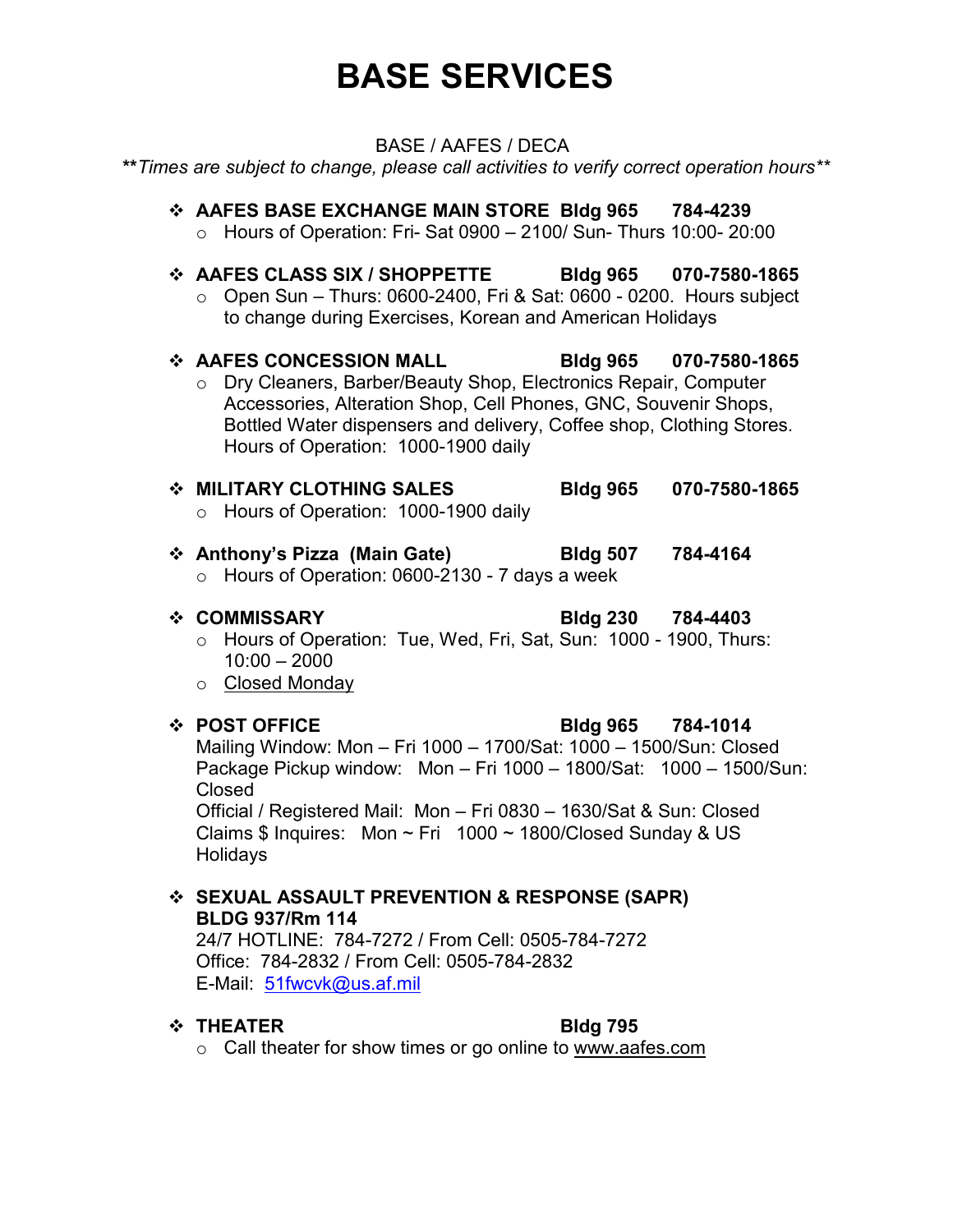# BASE SERVICES

BASE / AAFES / DECA

***\*Times are subject to change, please call activities to verify correct operation hours\*\****

- **AAFES BASE EXCHANGE MAIN STORE Bldg 965 784-4239**
  - Hours of Operation: Fri- Sat 0900 – 2100/ Sun- Thurs 10:00- 20:00

- **AAFES CLASS SIX / SHOPPETTE Bldg 965 070-7580-1865**
  - Open Sun – Thurs: 0600-2400, Fri & Sat: 0600 - 0200. Hours subject to change during Exercises, Korean and American Holidays

- **AAFES CONCESSION MALL Bldg 965 070-7580-1865**
  - Dry Cleaners, Barber/Beauty Shop, Electronics Repair, Computer Accessories, Alteration Shop, Cell Phones, GNC, Souvenir Shops, Bottled Water dispensers and delivery, Coffee shop, Clothing Stores. Hours of Operation: 1000-1900 daily

- **MILITARY CLOTHING SALES Bldg 965 070-7580-1865**
  - Hours of Operation: 1000-1900 daily

- **Anthony's Pizza (Main Gate) Bldg 507 784-4164**
  - Hours of Operation: 0600-2130 - 7 days a week

- **COMMISSARY Bldg 230 784-4403**
  - Hours of Operation: Tue, Wed, Fri, Sat, Sun: 1000 - 1900, Thurs: 10:00 – 2000
  - <u>Closed Monday</u>

- **POST OFFICE Bldg 965 784-1014**

  Mailing Window: Mon – Fri 1000 – 1700/Sat: 1000 – 1500/Sun: Closed
  Package Pickup window: Mon – Fri 1000 – 1800/Sat: 1000 – 1500/Sun: Closed
  Official / Registered Mail: Mon – Fri 0830 – 1630/Sat & Sun: Closed
  Claims $ Inquires: Mon ~ Fri 1000 ~ 1800/Closed Sunday & US Holidays

- **SEXUAL ASSAULT PREVENTION & RESPONSE (SAPR) BLDG 937/Rm 114**

  24/7 HOTLINE: 784-7272 / From Cell: 0505-784-7272
  Office: 784-2832 / From Cell: 0505-784-2832
  E-Mail: 51fwcvk@us.af.mil

- **THEATER Bldg 795**
  - Call theater for show times or go online to <u>www.aafes.com</u>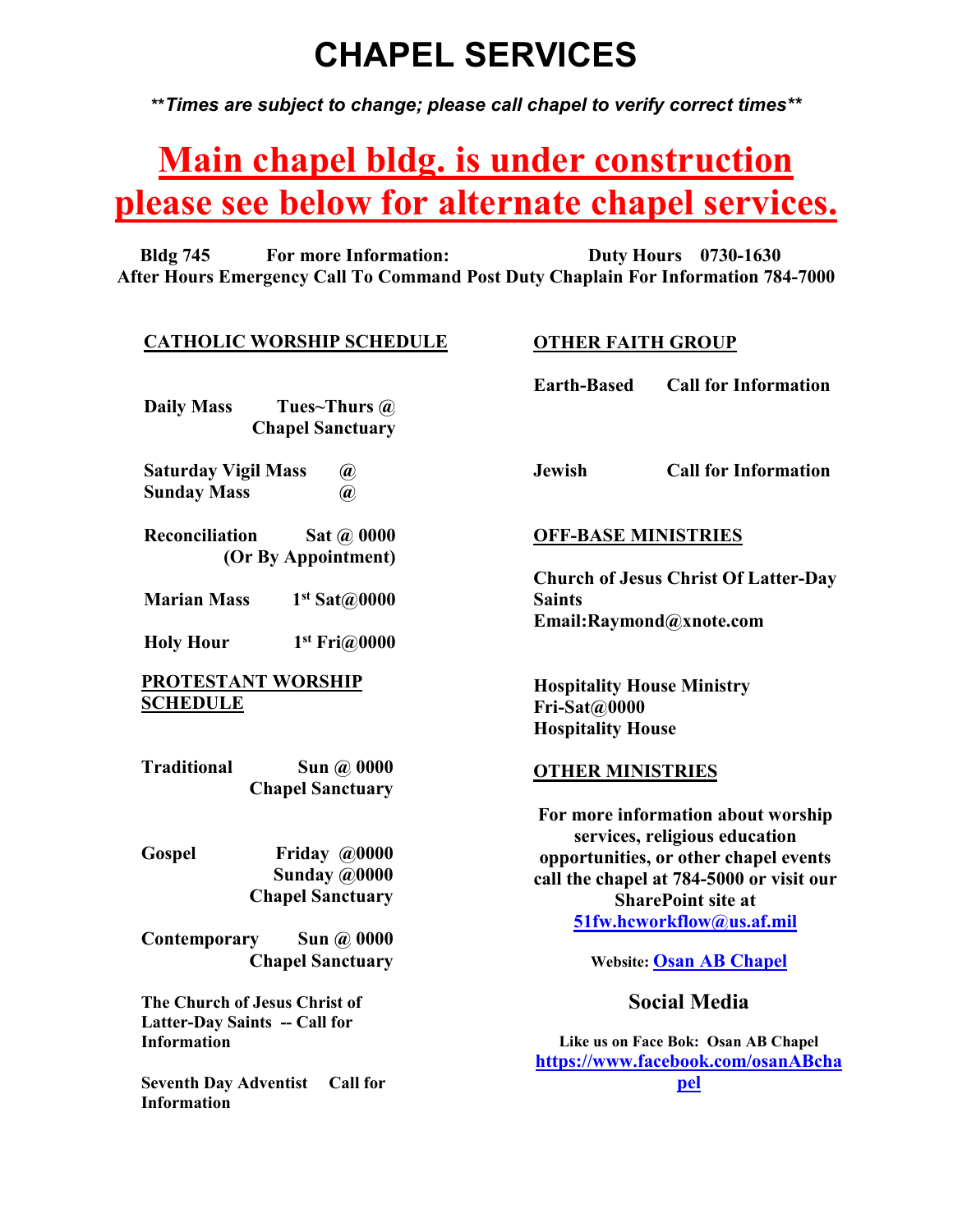# CHAPEL SERVICES

***\*Times are subject to change; please call chapel to verify correct times\*\****

## Main chapel bldg. is under construction please see below for alternate chapel services.

**Bldg 745 For more Information: Duty Hours 0730-1630**
**After Hours Emergency Call To Command Post Duty Chaplain For Information 784-7000**

**CATHOLIC WORSHIP SCHEDULE**

**Daily Mass** Tues~Thurs @ Chapel Sanctuary

**Saturday Vigil Mass** @
**Sunday Mass** @

**Reconciliation** Sat @ 0000 (Or By Appointment)

**Marian Mass** 1st Sat@0000

**Holy Hour** 1st Fri@0000

**PROTESTANT WORSHIP SCHEDULE**

**Traditional** Sun @ 0000 Chapel Sanctuary

**Gospel** Friday @0000 Sunday @0000 Chapel Sanctuary

**Contemporary** Sun @ 0000 Chapel Sanctuary

**The Church of Jesus Christ of Latter-Day Saints -- Call for Information**

**Seventh Day Adventist Call for Information**

**OTHER FAITH GROUP**

**Earth-Based** Call for Information

**Jewish** Call for Information

**OFF-BASE MINISTRIES**

**Church of Jesus Christ Of Latter-Day Saints**
**Email:Raymond@xnote.com**

**Hospitality House Ministry**
**Fri-Sat@0000**
**Hospitality House**

**OTHER MINISTRIES**

**For more information about worship services, religious education opportunities, or other chapel events call the chapel at 784-5000 or visit our SharePoint site at 51fw.hcworkflow@us.af.mil**

**Website: Osan AB Chapel**

**Social Media**

**Like us on Face Bok: Osan AB Chapel**
**https://www.facebook.com/osanABchapel**